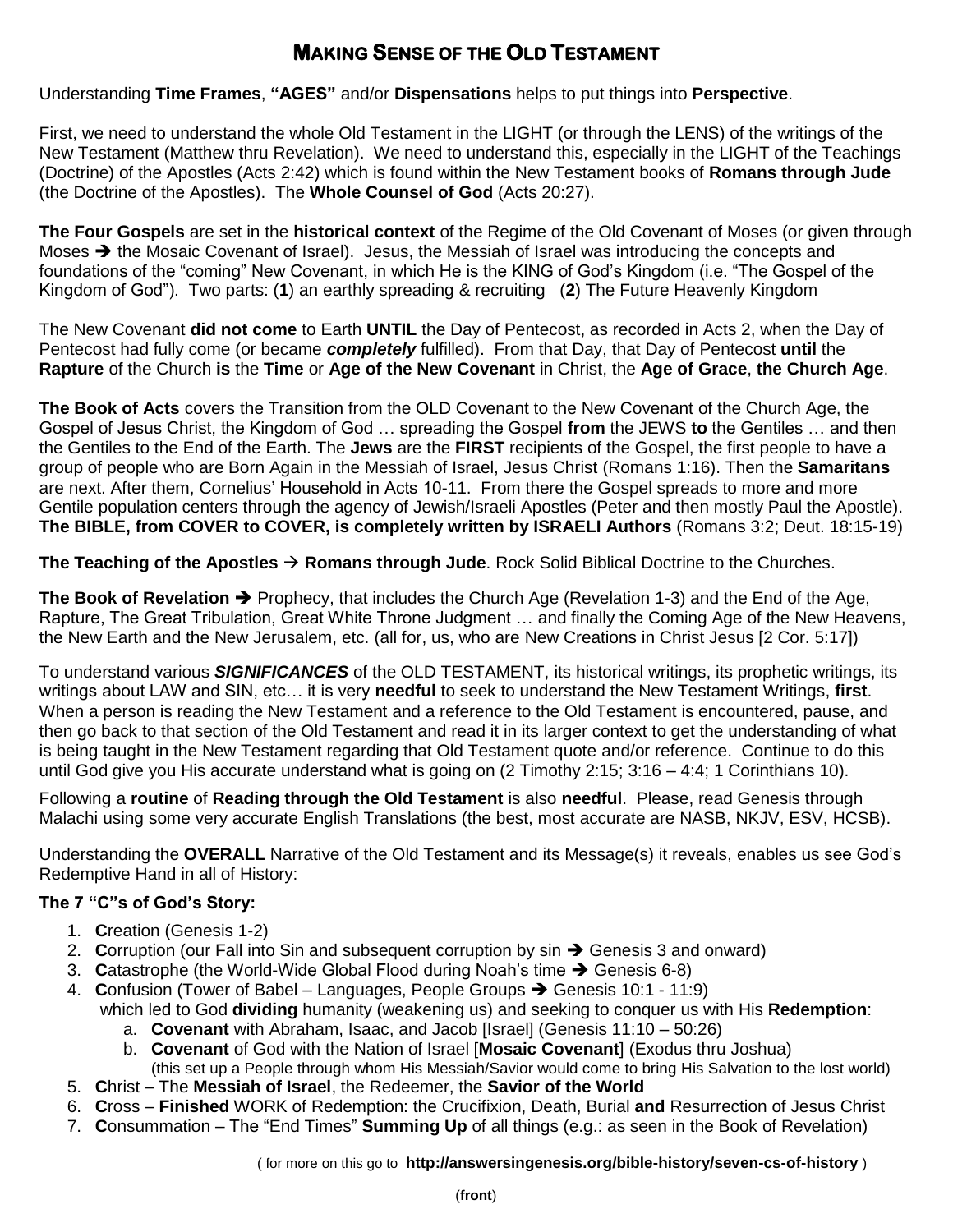# MAKING SENSE OF THE OLD TESTAMENT

Understanding **Time Frames**, **"AGES"** and/or **Dispensations** helps to put things into **Perspective**.

First, we need to understand the whole Old Testament in the LIGHT (or through the LENS) of the writings of the New Testament (Matthew thru Revelation). We need to understand this, especially in the LIGHT of the Teachings (Doctrine) of the Apostles (Acts 2:42) which is found within the New Testament books of **Romans through Jude** (the Doctrine of the Apostles). The **Whole Counsel of God** (Acts 20:27).

**The Four Gospels** are set in the **historical context** of the Regime of the Old Covenant of Moses (or given through Moses ➔ the Mosaic Covenant of Israel). Jesus, the Messiah of Israel was introducing the concepts and foundations of the "coming" New Covenant, in which He is the KING of God's Kingdom (i.e. "The Gospel of the Kingdom of God"). Two parts: (**1**) an earthly spreading & recruiting (**2**) The Future Heavenly Kingdom

The New Covenant **did not come** to Earth **UNTIL** the Day of Pentecost, as recorded in Acts 2, when the Day of Pentecost had fully come (or became ***completely*** fulfilled). From that Day, that Day of Pentecost **until** the **Rapture** of the Church **is** the **Time** or **Age of the New Covenant** in Christ, the **Age of Grace**, **the Church Age**.

**The Book of Acts** covers the Transition from the OLD Covenant to the New Covenant of the Church Age, the Gospel of Jesus Christ, the Kingdom of God … spreading the Gospel **from** the JEWS **to** the Gentiles … and then the Gentiles to the End of the Earth. The **Jews** are the **FIRST** recipients of the Gospel, the first people to have a group of people who are Born Again in the Messiah of Israel, Jesus Christ (Romans 1:16). Then the **Samaritans** are next. After them, Cornelius' Household in Acts 10-11. From there the Gospel spreads to more and more Gentile population centers through the agency of Jewish/Israeli Apostles (Peter and then mostly Paul the Apostle). **The BIBLE, from COVER to COVER, is completely written by ISRAELI Authors** (Romans 3:2; Deut. 18:15-19)

**The Teaching of the Apostles → Romans through Jude**. Rock Solid Biblical Doctrine to the Churches.

**The Book of Revelation ➔** Prophecy, that includes the Church Age (Revelation 1-3) and the End of the Age, Rapture, The Great Tribulation, Great White Throne Judgment … and finally the Coming Age of the New Heavens, the New Earth and the New Jerusalem, etc. (all for, us, who are New Creations in Christ Jesus [2 Cor. 5:17])

To understand various ***SIGNIFICANCES*** of the OLD TESTAMENT, its historical writings, its prophetic writings, its writings about LAW and SIN, etc… it is very **needful** to seek to understand the New Testament Writings, **first**. When a person is reading the New Testament and a reference to the Old Testament is encountered, pause, and then go back to that section of the Old Testament and read it in its larger context to get the understanding of what is being taught in the New Testament regarding that Old Testament quote and/or reference. Continue to do this until God give you His accurate understand what is going on (2 Timothy 2:15; 3:16 – 4:4; 1 Corinthians 10).

Following a **routine** of **Reading through the Old Testament** is also **needful**. Please, read Genesis through Malachi using some very accurate English Translations (the best, most accurate are NASB, NKJV, ESV, HCSB).

Understanding the **OVERALL** Narrative of the Old Testament and its Message(s) it reveals, enables us see God's Redemptive Hand in all of History:

**The 7 "C"s of God's Story:**

1. **C**reation (Genesis 1-2)
2. **C**orruption (our Fall into Sin and subsequent corruption by sin ➔ Genesis 3 and onward)
3. **C**atastrophe (the World-Wide Global Flood during Noah's time ➔ Genesis 6-8)
4. **C**onfusion (Tower of Babel – Languages, People Groups ➔ Genesis 10:1 - 11:9) which led to God **dividing** humanity (weakening us) and seeking to conquer us with His **Redemption**:
   a. **Covenant** with Abraham, Isaac, and Jacob [Israel] (Genesis 11:10 – 50:26)
   b. **Covenant** of God with the Nation of Israel [**Mosaic Covenant**] (Exodus thru Joshua) (this set up a People through whom His Messiah/Savior would come to bring His Salvation to the lost world)
5. **C**hrist – The **Messiah of Israel**, the Redeemer, the **Savior of the World**
6. **C**ross – **Finished** WORK of Redemption: the Crucifixion, Death, Burial **and** Resurrection of Jesus Christ
7. **C**onsummation – The "End Times" **Summing Up** of all things (e.g.: as seen in the Book of Revelation)

( for more on this go to **http://answersingenesis.org/bible-history/seven-cs-of-history** )

(**front**)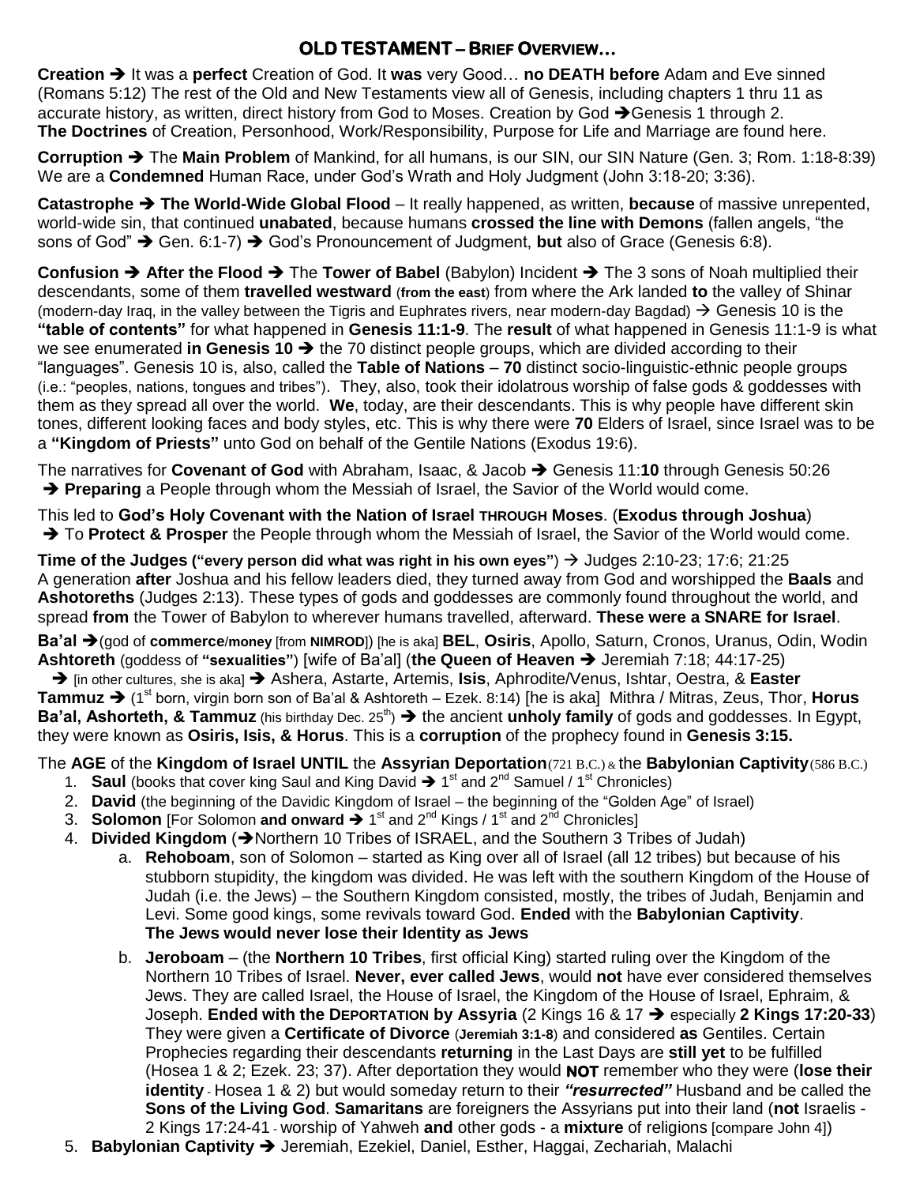# OLD TESTAMENT – Brief Overview…

**Creation ➔** It was a **perfect** Creation of God. It **was** very Good… **no DEATH before** Adam and Eve sinned (Romans 5:12) The rest of the Old and New Testaments view all of Genesis, including chapters 1 thru 11 as accurate history, as written, direct history from God to Moses. Creation by God ➔Genesis 1 through 2. **The Doctrines** of Creation, Personhood, Work/Responsibility, Purpose for Life and Marriage are found here.

**Corruption ➔** The **Main Problem** of Mankind, for all humans, is our SIN, our SIN Nature (Gen. 3; Rom. 1:18-8:39) We are a **Condemned** Human Race, under God's Wrath and Holy Judgment (John 3:18-20; 3:36).

**Catastrophe ➔ The World-Wide Global Flood** – It really happened, as written, **because** of massive unrepented, world-wide sin, that continued **unabated**, because humans **crossed the line with Demons** (fallen angels, "the sons of God" ➔ Gen. 6:1-7) ➔ God's Pronouncement of Judgment, **but** also of Grace (Genesis 6:8).

**Confusion ➔ After the Flood ➔** The **Tower of Babel** (Babylon) Incident ➔ The 3 sons of Noah multiplied their descendants, some of them **travelled westward** (**from the east**) from where the Ark landed **to** the valley of Shinar (modern-day Iraq, in the valley between the Tigris and Euphrates rivers, near modern-day Bagdad) → Genesis 10 is the **"table of contents"** for what happened in **Genesis 11:1-9**. The **result** of what happened in Genesis 11:1-9 is what we see enumerated **in Genesis 10 ➔** the 70 distinct people groups, which are divided according to their "languages". Genesis 10 is, also, called the **Table of Nations** – **70** distinct socio-linguistic-ethnic people groups (i.e.: "peoples, nations, tongues and tribes"). They, also, took their idolatrous worship of false gods & goddesses with them as they spread all over the world. **We**, today, are their descendants. This is why people have different skin tones, different looking faces and body styles, etc. This is why there were **70** Elders of Israel, since Israel was to be a **"Kingdom of Priests"** unto God on behalf of the Gentile Nations (Exodus 19:6).

The narratives for **Covenant of God** with Abraham, Isaac, & Jacob ➔ Genesis 11:**10** through Genesis 50:26 ➔ **Preparing** a People through whom the Messiah of Israel, the Savior of the World would come.

This led to **God's Holy Covenant with the Nation of Israel THROUGH Moses**. (**Exodus through Joshua**) ➔ To **Protect & Prosper** the People through whom the Messiah of Israel, the Savior of the World would come.

**Time of the Judges ("every person did what was right in his own eyes")** → Judges 2:10-23; 17:6; 21:25
A generation **after** Joshua and his fellow leaders died, they turned away from God and worshipped the **Baals** and **Ashotoreths** (Judges 2:13). These types of gods and goddesses are commonly found throughout the world, and spread **from** the Tower of Babylon to wherever humans travelled, afterward. **These were a SNARE for Israel**.

**Ba'al ➔**(god of **commerce/money** [from **NIMROD**]) [he is aka] **BEL**, **Osiris**, Apollo, Saturn, Cronos, Uranus, Odin, Wodin
**Ashtoreth** (goddess of **"sexualities"**) [wife of Ba'al] (**the Queen of Heaven ➔** Jeremiah 7:18; 44:17-25)
➔ [in other cultures, she is aka] ➔ Ashera, Astarte, Artemis, **Isis**, Aphrodite/Venus, Ishtar, Oestra, & **Easter**
**Tammuz ➔** (1st born, virgin born son of Ba'al & Ashtoreth – Ezek. 8:14) [he is aka] Mithra / Mitras, Zeus, Thor, **Horus**
**Ba'al, Ashorteth, & Tammuz** (his birthday Dec. 25th) ➔ the ancient **unholy family** of gods and goddesses. In Egypt, they were known as **Osiris, Isis, & Horus**. This is a **corruption** of the prophecy found in **Genesis 3:15.**

The **AGE** of the **Kingdom of Israel UNTIL** the **Assyrian Deportation**(721 B.C.) & the **Babylonian Captivity**(586 B.C.)

1. **Saul** (books that cover king Saul and King David ➔ 1st and 2nd Samuel / 1st Chronicles)
2. **David** (the beginning of the Davidic Kingdom of Israel – the beginning of the "Golden Age" of Israel)
3. **Solomon** [For Solomon **and onward** ➔ 1st and 2nd Kings / 1st and 2nd Chronicles]
4. **Divided Kingdom** (➔Northern 10 Tribes of ISRAEL, and the Southern 3 Tribes of Judah)
   a. **Rehoboam**, son of Solomon – started as King over all of Israel (all 12 tribes) but because of his stubborn stupidity, the kingdom was divided. He was left with the southern Kingdom of the House of Judah (i.e. the Jews) – the Southern Kingdom consisted, mostly, the tribes of Judah, Benjamin and Levi. Some good kings, some revivals toward God. **Ended** with the **Babylonian Captivity**. **The Jews would never lose their Identity as Jews**
   b. **Jeroboam** – (the **Northern 10 Tribes**, first official King) started ruling over the Kingdom of the Northern 10 Tribes of Israel. **Never, ever called Jews**, would **not** have ever considered themselves Jews. They are called Israel, the House of Israel, the Kingdom of the House of Israel, Ephraim, & Joseph. **Ended with the DEPORTATION by Assyria** (2 Kings 16 & 17 ➔ especially **2 Kings 17:20-33**) They were given a **Certificate of Divorce** (**Jeremiah 3:1-8**) and considered **as** Gentiles. Certain Prophecies regarding their descendants **returning** in the Last Days are **still yet** to be fulfilled (Hosea 1 & 2; Ezek. 23; 37). After deportation they would **NOT** remember who they were (**lose their identity** - Hosea 1 & 2) but would someday return to their ***"resurrected"*** Husband and be called the **Sons of the Living God**. **Samaritans** are foreigners the Assyrians put into their land (**not** Israelis - 2 Kings 17:24-41 - worship of Yahweh **and** other gods - a **mixture** of religions [compare John 4])
5. **Babylonian Captivity ➔** Jeremiah, Ezekiel, Daniel, Esther, Haggai, Zechariah, Malachi